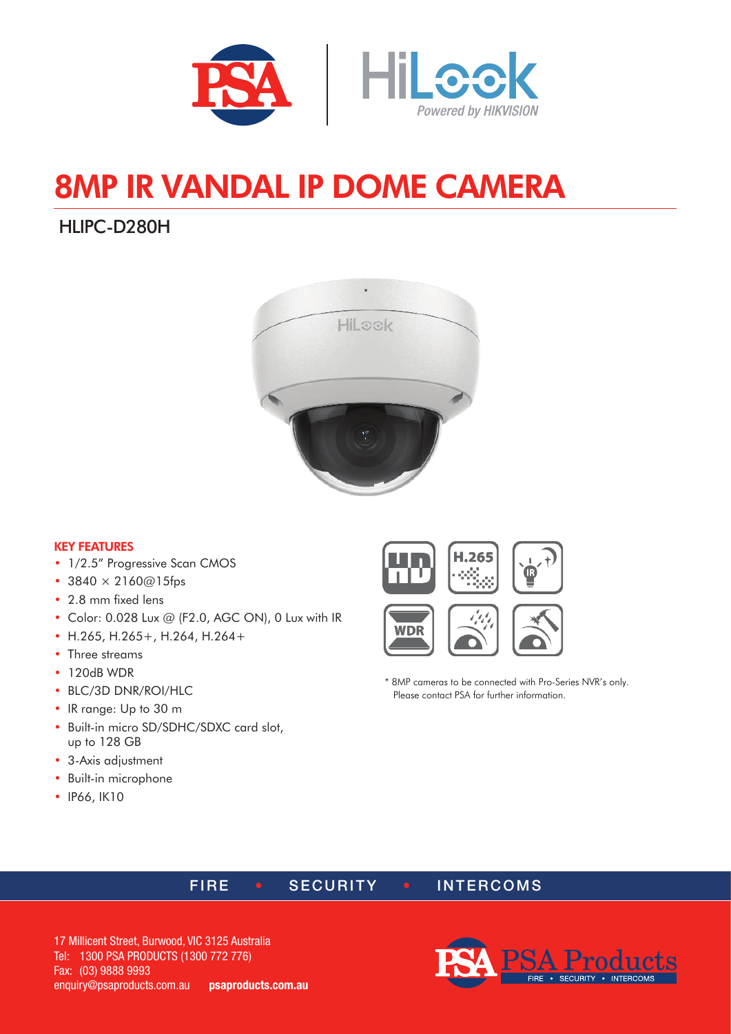# 8MP IR VANDAL IP DOME CAMERA

## HLIPC-D280H

### KEY FEATURES

- 1/2.5" Progressive Scan CMOS
- 3840 × 2160@15fps
- 2.8 mm fixed lens
- Color: 0.028 Lux @ (F2.0, AGC ON), 0 Lux with IR
- H.265, H.265+, H.264, H.264+
- Three streams
- 120dB WDR
- BLC/3D DNR/ROI/HLC
- IR range: Up to 30 m
- Built-in micro SD/SDHC/SDXC card slot, up to 128 GB
- 3-Axis adjustment
- Built-in microphone
- IP66, IK10

\* 8MP cameras to be connected with Pro-Series NVR's only. Please contact PSA for further information.

FIRE • SECURITY • INTERCOMS

17 Millicent Street, Burwood, VIC 3125 Australia
Tel: 1300 PSA PRODUCTS (1300 772 776)
Fax: (03) 9888 9993
enquiry@psaproducts.com.au **psaproducts.com.au**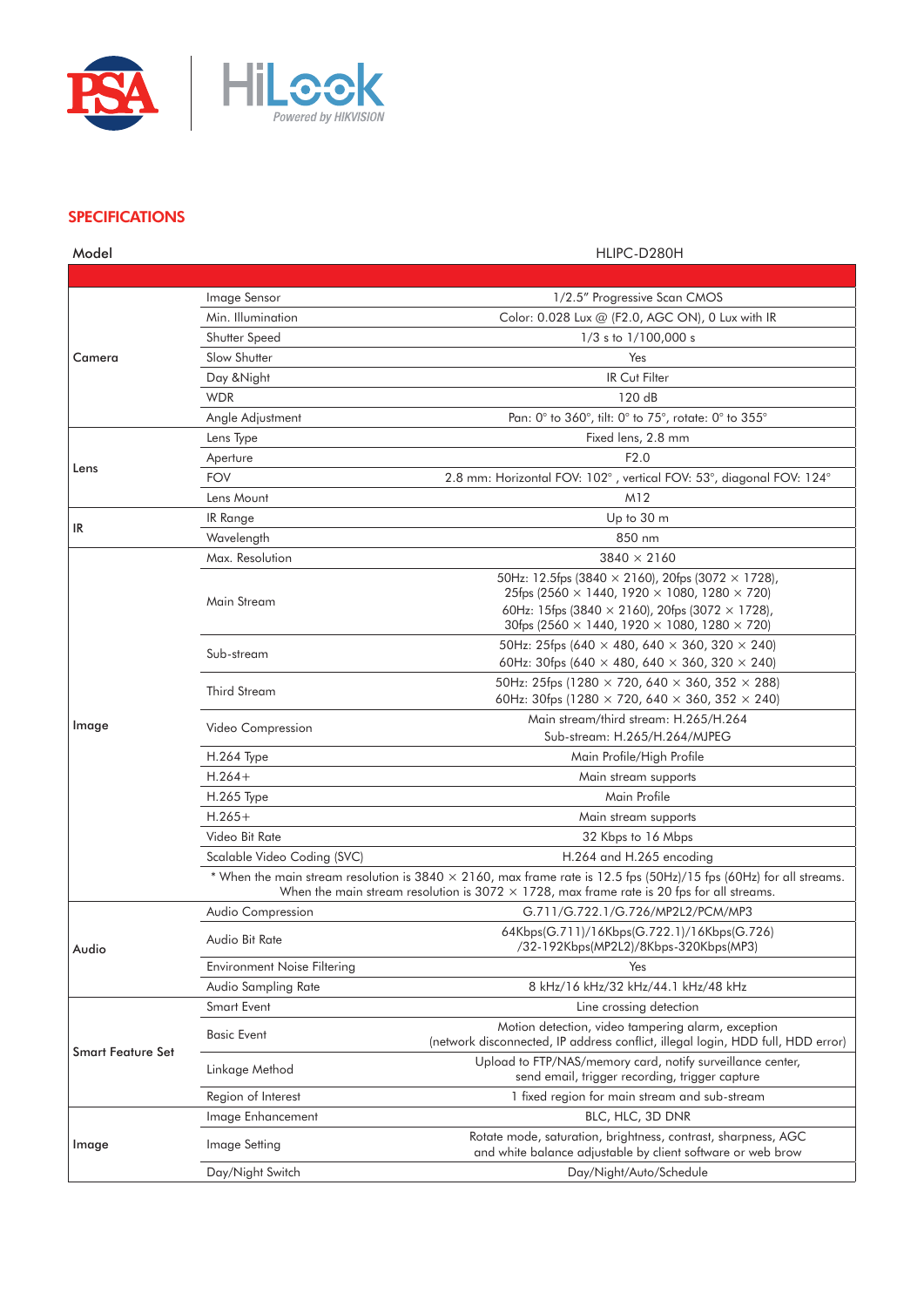## SPECIFICATIONS

| Model | | HLIPC-D280H |
|---|---|---|
| Camera | Image Sensor | 1/2.5" Progressive Scan CMOS |
| | Min. Illumination | Color: 0.028 Lux @ (F2.0, AGC ON), 0 Lux with IR |
| | Shutter Speed | 1/3 s to 1/100,000 s |
| | Slow Shutter | Yes |
| | Day &Night | IR Cut Filter |
| | WDR | 120 dB |
| | Angle Adjustment | Pan: 0° to 360°, tilt: 0° to 75°, rotate: 0° to 355° |
| Lens | Lens Type | Fixed lens, 2.8 mm |
| | Aperture | F2.0 |
| | FOV | 2.8 mm: Horizontal FOV: 102° , vertical FOV: 53°, diagonal FOV: 124° |
| | Lens Mount | M12 |
| IR | IR Range | Up to 30 m |
| | Wavelength | 850 nm |
| Image | Max. Resolution | 3840 × 2160 |
| | Main Stream | 50Hz: 12.5fps (3840 × 2160), 20fps (3072 × 1728), 25fps (2560 × 1440, 1920 × 1080, 1280 × 720)<br>60Hz: 15fps (3840 × 2160), 20fps (3072 × 1728), 30fps (2560 × 1440, 1920 × 1080, 1280 × 720) |
| | Sub-stream | 50Hz: 25fps (640 × 480, 640 × 360, 320 × 240)<br>60Hz: 30fps (640 × 480, 640 × 360, 320 × 240) |
| | Third Stream | 50Hz: 25fps (1280 × 720, 640 × 360, 352 × 288)<br>60Hz: 30fps (1280 × 720, 640 × 360, 352 × 240) |
| | Video Compression | Main stream/third stream: H.265/H.264<br>Sub-stream: H.265/H.264/MJPEG |
| | H.264 Type | Main Profile/High Profile |
| | H.264+ | Main stream supports |
| | H.265 Type | Main Profile |
| | H.265+ | Main stream supports |
| | Video Bit Rate | 32 Kbps to 16 Mbps |
| | Scalable Video Coding (SVC) | H.264 and H.265 encoding |
| | * When the main stream resolution is 3840 × 2160, max frame rate is 12.5 fps (50Hz)/15 fps (60Hz) for all streams. When the main stream resolution is 3072 × 1728, max frame rate is 20 fps for all streams. | |
| Audio | Audio Compression | G.711/G.722.1/G.726/MP2L2/PCM/MP3 |
| | Audio Bit Rate | 64Kbps(G.711)/16Kbps(G.722.1)/16Kbps(G.726)/32-192Kbps(MP2L2)/8Kbps-320Kbps(MP3) |
| | Environment Noise Filtering | Yes |
| | Audio Sampling Rate | 8 kHz/16 kHz/32 kHz/44.1 kHz/48 kHz |
| Smart Feature Set | Smart Event | Line crossing detection |
| | Basic Event | Motion detection, video tampering alarm, exception (network disconnected, IP address conflict, illegal login, HDD full, HDD error) |
| | Linkage Method | Upload to FTP/NAS/memory card, notify surveillance center, send email, trigger recording, trigger capture |
| | Region of Interest | 1 fixed region for main stream and sub-stream |
| Image | Image Enhancement | BLC, HLC, 3D DNR |
| | Image Setting | Rotate mode, saturation, brightness, contrast, sharpness, AGC and white balance adjustable by client software or web brow |
| | Day/Night Switch | Day/Night/Auto/Schedule |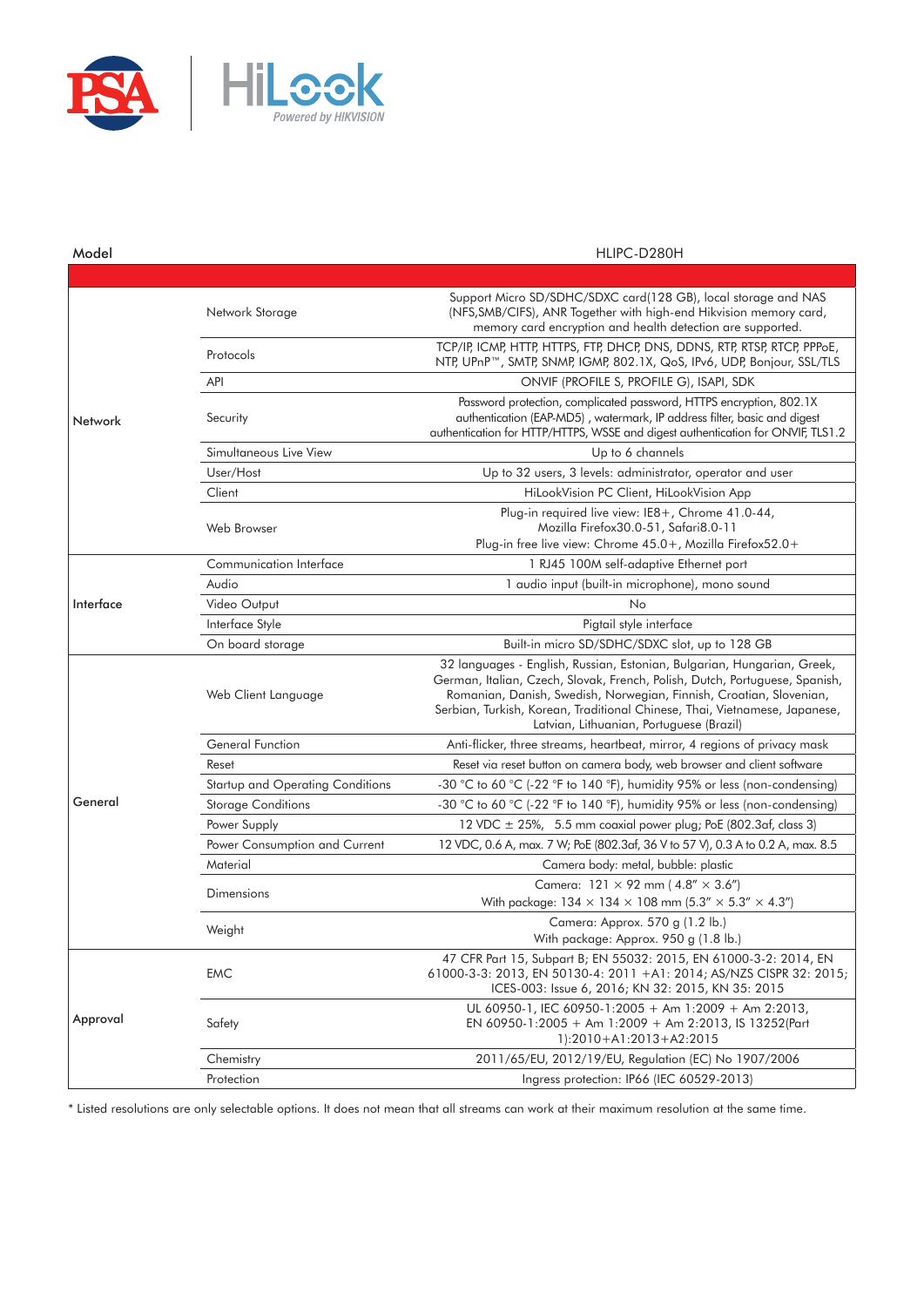| Model | | HLIPC-D280H |
|---|---|---|
| Network | Network Storage | Support Micro SD/SDHC/SDXC card(128 GB), local storage and NAS (NFS,SMB/CIFS), ANR Together with high-end Hikvision memory card, memory card encryption and health detection are supported. |
| | Protocols | TCP/IP, ICMP, HTTP, HTTPS, FTP, DHCP, DNS, DDNS, RTP, RTSP, RTCP, PPPoE, NTP, UPnP™, SMTP, SNMP, IGMP, 802.1X, QoS, IPv6, UDP, Bonjour, SSL/TLS |
| | API | ONVIF (PROFILE S, PROFILE G), ISAPI, SDK |
| | Security | Password protection, complicated password, HTTPS encryption, 802.1X authentication (EAP-MD5) , watermark, IP address filter, basic and digest authentication for HTTP/HTTPS, WSSE and digest authentication for ONVIF, TLS1.2 |
| | Simultaneous Live View | Up to 6 channels |
| | User/Host | Up to 32 users, 3 levels: administrator, operator and user |
| | Client | HiLookVision PC Client, HiLookVision App |
| | Web Browser | Plug-in required live view: IE8+, Chrome 41.0-44, Mozilla Firefox30.0-51, Safari8.0-11<br>Plug-in free live view: Chrome 45.0+, Mozilla Firefox52.0+ |
| Interface | Communication Interface | 1 RJ45 100M self-adaptive Ethernet port |
| | Audio | 1 audio input (built-in microphone), mono sound |
| | Video Output | No |
| | Interface Style | Pigtail style interface |
| | On board storage | Built-in micro SD/SDHC/SDXC slot, up to 128 GB |
| General | Web Client Language | 32 languages - English, Russian, Estonian, Bulgarian, Hungarian, Greek, German, Italian, Czech, Slovak, French, Polish, Dutch, Portuguese, Spanish, Romanian, Danish, Swedish, Norwegian, Finnish, Croatian, Slovenian, Serbian, Turkish, Korean, Traditional Chinese, Thai, Vietnamese, Japanese, Latvian, Lithuanian, Portuguese (Brazil) |
| | General Function | Anti-flicker, three streams, heartbeat, mirror, 4 regions of privacy mask |
| | Reset | Reset via reset button on camera body, web browser and client software |
| | Startup and Operating Conditions | -30 °C to 60 °C (-22 °F to 140 °F), humidity 95% or less (non-condensing) |
| | Storage Conditions | -30 °C to 60 °C (-22 °F to 140 °F), humidity 95% or less (non-condensing) |
| | Power Supply | 12 VDC ± 25%, 5.5 mm coaxial power plug; PoE (802.3af, class 3) |
| | Power Consumption and Current | 12 VDC, 0.6 A, max. 7 W; PoE (802.3af, 36 V to 57 V), 0.3 A to 0.2 A, max. 8.5 |
| | Material | Camera body: metal, bubble: plastic |
| | Dimensions | Camera: 121 × 92 mm ( 4.8" × 3.6")<br>With package: 134 × 134 × 108 mm (5.3" × 5.3" × 4.3") |
| | Weight | Camera: Approx. 570 g (1.2 lb.)<br>With package: Approx. 950 g (1.8 lb.) |
| Approval | EMC | 47 CFR Part 15, Subpart B; EN 55032: 2015, EN 61000-3-2: 2014, EN 61000-3-3: 2013, EN 50130-4: 2011 +A1: 2014; AS/NZS CISPR 32: 2015; ICES-003: Issue 6, 2016; KN 32: 2015, KN 35: 2015 |
| | Safety | UL 60950-1, IEC 60950-1:2005 + Am 1:2009 + Am 2:2013, EN 60950-1:2005 + Am 1:2009 + Am 2:2013, IS 13252(Part 1):2010+A1:2013+A2:2015 |
| | Chemistry | 2011/65/EU, 2012/19/EU, Regulation (EC) No 1907/2006 |
| | Protection | Ingress protection: IP66 (IEC 60529-2013) |

* Listed resolutions are only selectable options. It does not mean that all streams can work at their maximum resolution at the same time.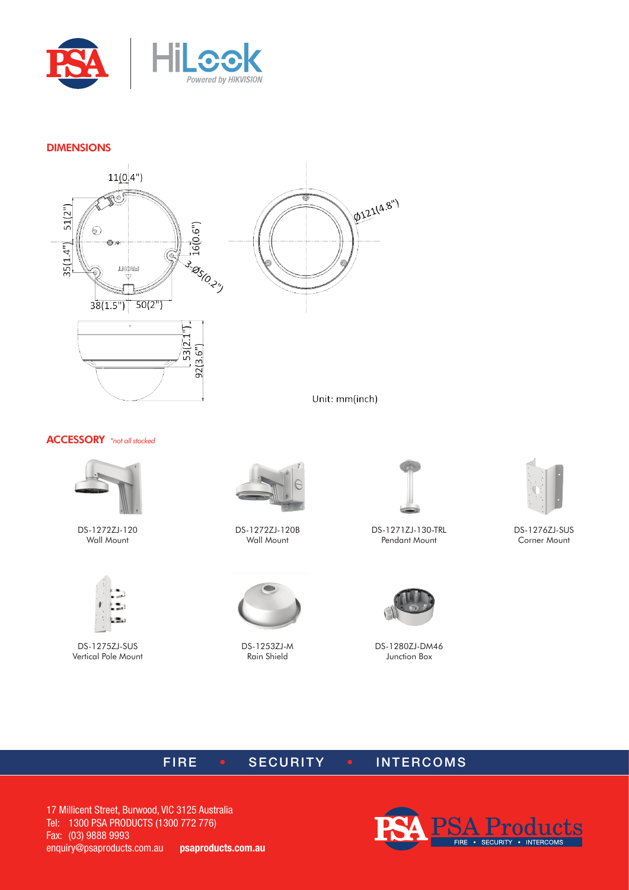## DIMENSIONS

11(0.4")

51(2")

35(1.4")

16(0.6")

3-Ø5(0.2")

38(1.5")

50(2")

Ø121(4.8")

53(2.1")

92(3.6")

Unit: mm(inch)

## ACCESSORY *\*not all stocked*

DS-1272ZJ-120
Wall Mount

DS-1272ZJ-120B
Wall Mount

DS-1271ZJ-130-TRL
Pendant Mount

DS-1276ZJ-SUS
Corner Mount

DS-1275ZJ-SUS
Vertical Pole Mount

DS-1253ZJ-M
Rain Shield

DS-1280ZJ-DM46
Junction Box

FIRE • SECURITY • INTERCOMS

17 Millicent Street, Burwood, VIC 3125 Australia
Tel: 1300 PSA PRODUCTS (1300 772 776)
Fax: (03) 9888 9993
enquiry@psaproducts.com.au **psaproducts.com.au**